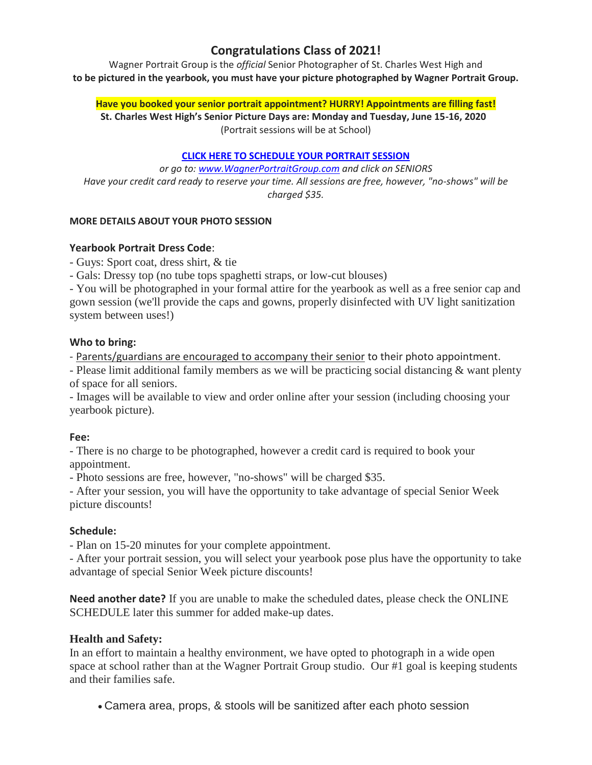# Congratulations Class of 2021!

Wagner Portrait Group is the *official* Senior Photographer of St. Charles West High and **to be pictured in the yearbook, you must have your picture photographed by Wagner Portrait Group.**

**Have you booked your senior portrait appointment? HURRY! Appointments are filling fast!**

**St. Charles West High's Senior Picture Days are: Monday and Tuesday, June 15-16, 2020**

(Portrait sessions will be at School)

**CLICK HERE TO SCHEDULE YOUR PORTRAIT SESSION**

*or go to: www.WagnerPortraitGroup.com and click on SENIORS*

*Have your credit card ready to reserve your time. All sessions are free, however, "no-shows" will be charged $35.*

**MORE DETAILS ABOUT YOUR PHOTO SESSION**

**Yearbook Portrait Dress Code**:

- Guys: Sport coat, dress shirt, & tie
- Gals: Dressy top (no tube tops spaghetti straps, or low-cut blouses)
- You will be photographed in your formal attire for the yearbook as well as a free senior cap and gown session (we'll provide the caps and gowns, properly disinfected with UV light sanitization system between uses!)

**Who to bring:**

- Parents/guardians are encouraged to accompany their senior to their photo appointment.
- Please limit additional family members as we will be practicing social distancing & want plenty of space for all seniors.
- Images will be available to view and order online after your session (including choosing your yearbook picture).

**Fee:**

- There is no charge to be photographed, however a credit card is required to book your appointment.
- Photo sessions are free, however, "no-shows" will be charged $35.
- After your session, you will have the opportunity to take advantage of special Senior Week picture discounts!

**Schedule:**

- Plan on 15-20 minutes for your complete appointment.
- After your portrait session, you will select your yearbook pose plus have the opportunity to take advantage of special Senior Week picture discounts!

**Need another date?** If you are unable to make the scheduled dates, please check the ONLINE SCHEDULE later this summer for added make-up dates.

**Health and Safety:**

In an effort to maintain a healthy environment, we have opted to photograph in a wide open space at school rather than at the Wagner Portrait Group studio. Our #1 goal is keeping students and their families safe.

- Camera area, props, & stools will be sanitized after each photo session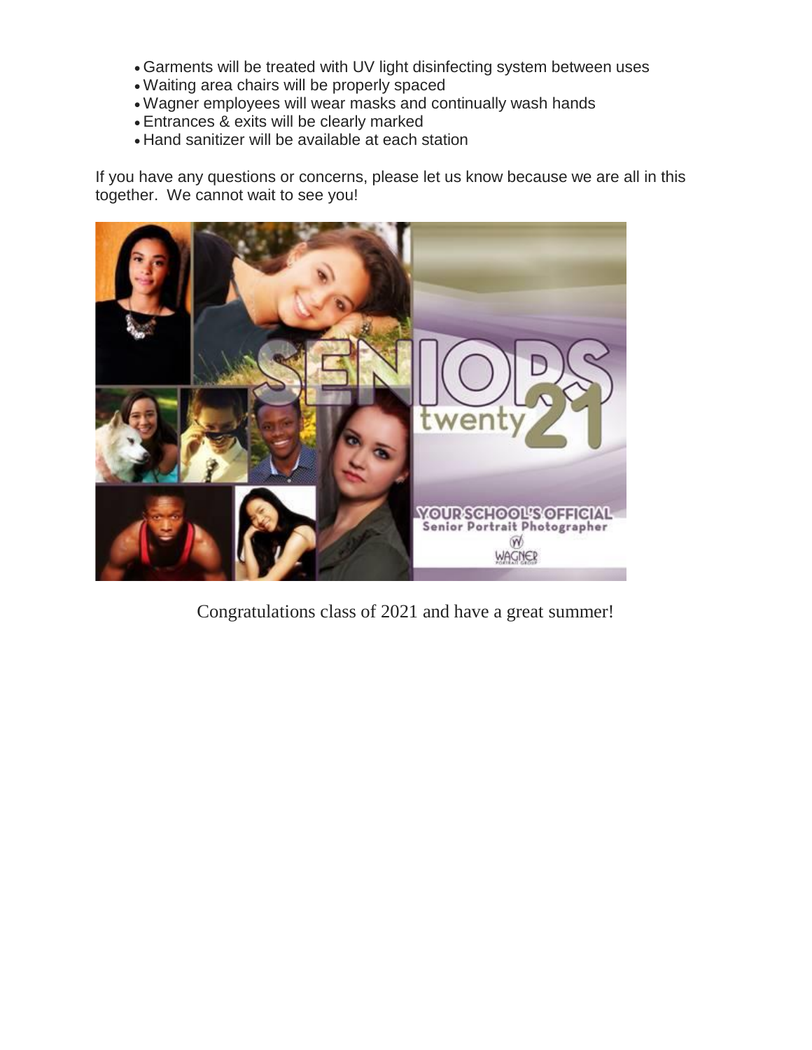- Garments will be treated with UV light disinfecting system between uses
- Waiting area chairs will be properly spaced
- Wagner employees will wear masks and continually wash hands
- Entrances & exits will be clearly marked
- Hand sanitizer will be available at each station

If you have any questions or concerns, please let us know because we are all in this together. We cannot wait to see you!

Congratulations class of 2021 and have a great summer!